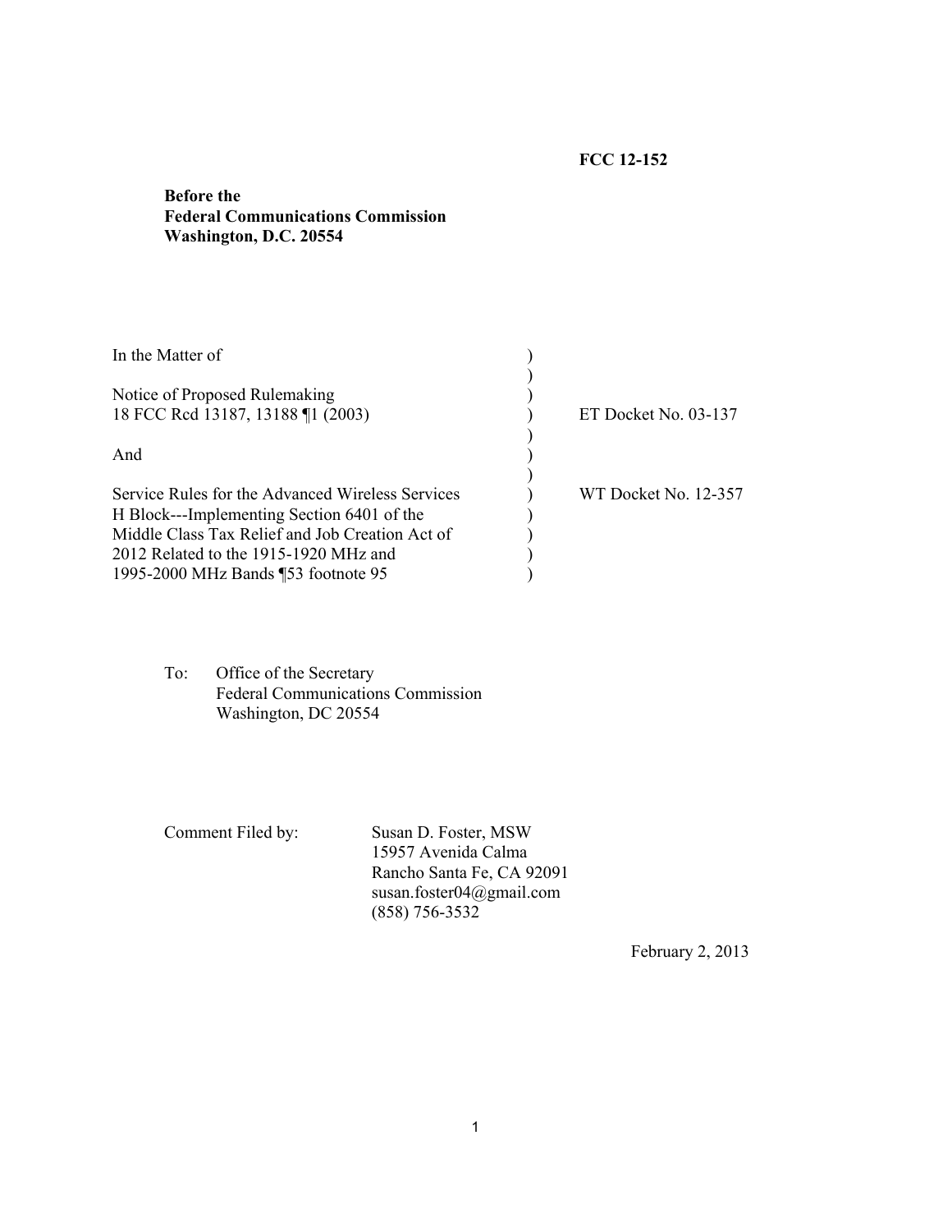**FCC 12-152**

**Before the**
**Federal Communications Commission**
**Washington, D.C. 20554**

| | | |
|---|---|---|
| In the Matter of | ) | |
| | ) | |
| Notice of Proposed Rulemaking | ) | |
| 18 FCC Rcd 13187, 13188 ¶1 (2003) | ) | ET Docket No. 03-137 |
| | ) | |
| And | ) | |
| | ) | |
| Service Rules for the Advanced Wireless Services | ) | WT Docket No. 12-357 |
| H Block---Implementing Section 6401 of the | ) | |
| Middle Class Tax Relief and Job Creation Act of | ) | |
| 2012 Related to the 1915-1920 MHz and | ) | |
| 1995-2000 MHz Bands ¶53 footnote 95 | ) | |

To: Office of the Secretary
Federal Communications Commission
Washington, DC 20554

Comment Filed by:
Susan D. Foster, MSW
15957 Avenida Calma
Rancho Santa Fe, CA 92091
susan.foster04@gmail.com
(858) 756-3532

February 2, 2013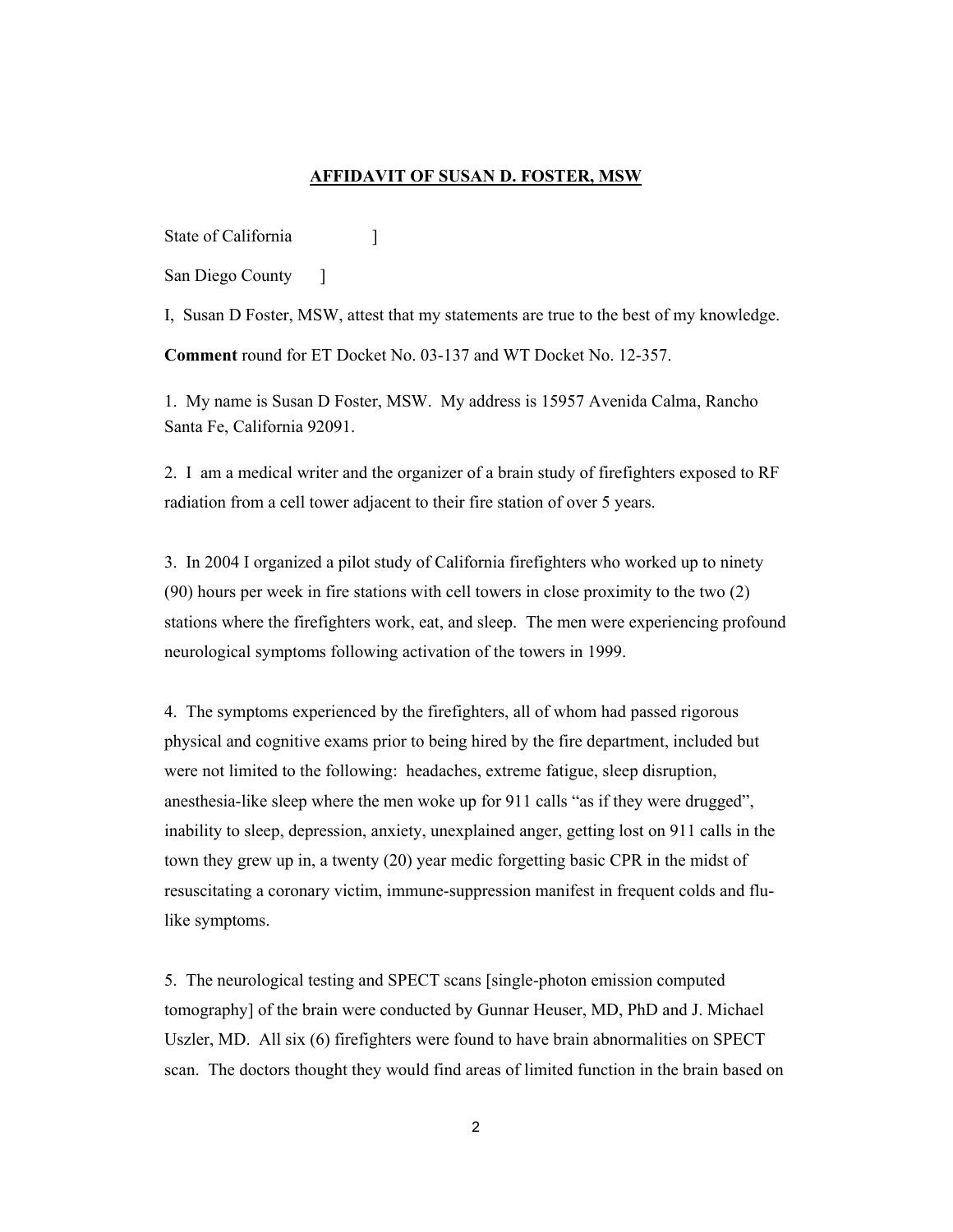**AFFIDAVIT OF SUSAN D. FOSTER, MSW**

State of California ]

San Diego County ]

I, Susan D Foster, MSW, attest that my statements are true to the best of my knowledge.

**Comment** round for ET Docket No. 03-137 and WT Docket No. 12-357.

1. My name is Susan D Foster, MSW. My address is 15957 Avenida Calma, Rancho Santa Fe, California 92091.

2. I am a medical writer and the organizer of a brain study of firefighters exposed to RF radiation from a cell tower adjacent to their fire station of over 5 years.

3. In 2004 I organized a pilot study of California firefighters who worked up to ninety (90) hours per week in fire stations with cell towers in close proximity to the two (2) stations where the firefighters work, eat, and sleep. The men were experiencing profound neurological symptoms following activation of the towers in 1999.

4. The symptoms experienced by the firefighters, all of whom had passed rigorous physical and cognitive exams prior to being hired by the fire department, included but were not limited to the following: headaches, extreme fatigue, sleep disruption, anesthesia-like sleep where the men woke up for 911 calls "as if they were drugged", inability to sleep, depression, anxiety, unexplained anger, getting lost on 911 calls in the town they grew up in, a twenty (20) year medic forgetting basic CPR in the midst of resuscitating a coronary victim, immune-suppression manifest in frequent colds and flu-like symptoms.

5. The neurological testing and SPECT scans [single-photon emission computed tomography] of the brain were conducted by Gunnar Heuser, MD, PhD and J. Michael Uszler, MD. All six (6) firefighters were found to have brain abnormalities on SPECT scan. The doctors thought they would find areas of limited function in the brain based on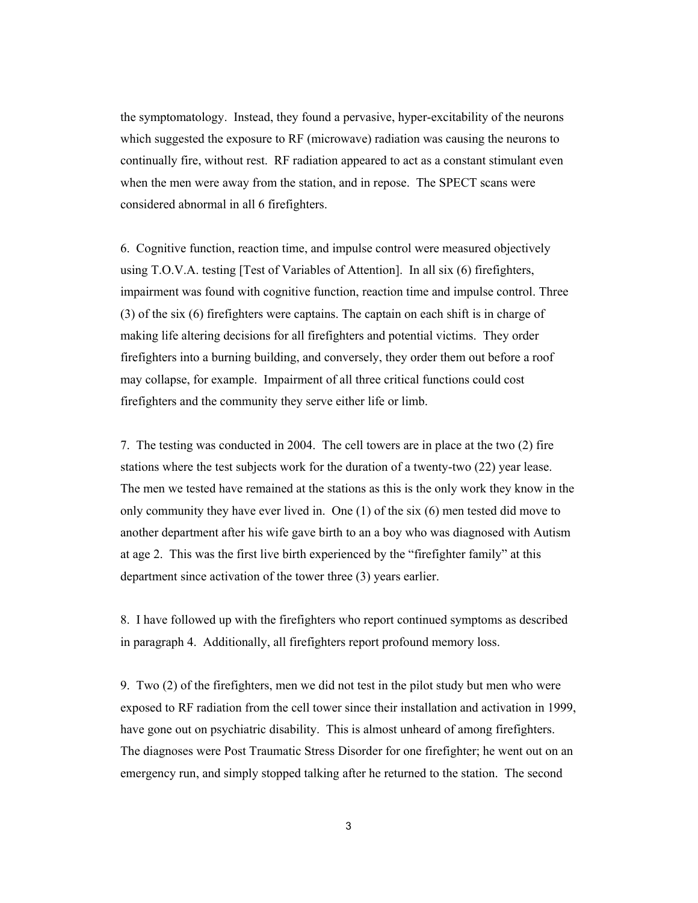the symptomatology. Instead, they found a pervasive, hyper-excitability of the neurons which suggested the exposure to RF (microwave) radiation was causing the neurons to continually fire, without rest. RF radiation appeared to act as a constant stimulant even when the men were away from the station, and in repose. The SPECT scans were considered abnormal in all 6 firefighters.

6. Cognitive function, reaction time, and impulse control were measured objectively using T.O.V.A. testing [Test of Variables of Attention]. In all six (6) firefighters, impairment was found with cognitive function, reaction time and impulse control. Three (3) of the six (6) firefighters were captains. The captain on each shift is in charge of making life altering decisions for all firefighters and potential victims. They order firefighters into a burning building, and conversely, they order them out before a roof may collapse, for example. Impairment of all three critical functions could cost firefighters and the community they serve either life or limb.

7. The testing was conducted in 2004. The cell towers are in place at the two (2) fire stations where the test subjects work for the duration of a twenty-two (22) year lease. The men we tested have remained at the stations as this is the only work they know in the only community they have ever lived in. One (1) of the six (6) men tested did move to another department after his wife gave birth to an a boy who was diagnosed with Autism at age 2. This was the first live birth experienced by the "firefighter family" at this department since activation of the tower three (3) years earlier.

8. I have followed up with the firefighters who report continued symptoms as described in paragraph 4. Additionally, all firefighters report profound memory loss.

9. Two (2) of the firefighters, men we did not test in the pilot study but men who were exposed to RF radiation from the cell tower since their installation and activation in 1999, have gone out on psychiatric disability. This is almost unheard of among firefighters. The diagnoses were Post Traumatic Stress Disorder for one firefighter; he went out on an emergency run, and simply stopped talking after he returned to the station. The second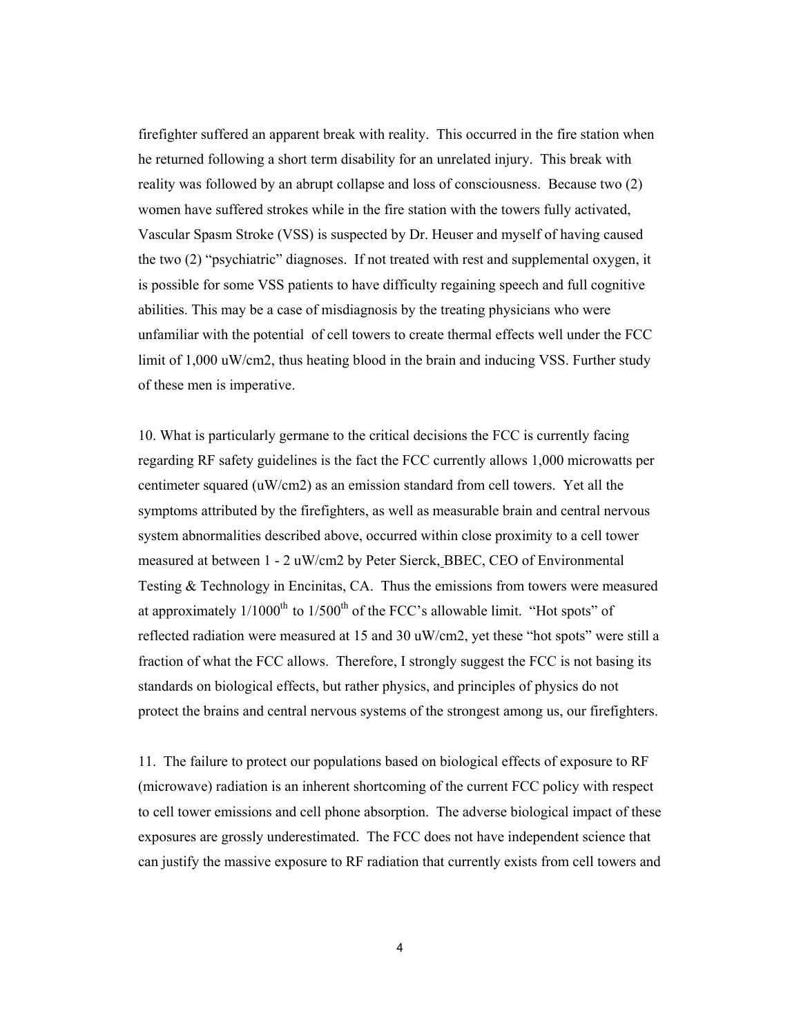firefighter suffered an apparent break with reality. This occurred in the fire station when he returned following a short term disability for an unrelated injury. This break with reality was followed by an abrupt collapse and loss of consciousness. Because two (2) women have suffered strokes while in the fire station with the towers fully activated, Vascular Spasm Stroke (VSS) is suspected by Dr. Heuser and myself of having caused the two (2) "psychiatric" diagnoses. If not treated with rest and supplemental oxygen, it is possible for some VSS patients to have difficulty regaining speech and full cognitive abilities. This may be a case of misdiagnosis by the treating physicians who were unfamiliar with the potential of cell towers to create thermal effects well under the FCC limit of 1,000 uW/cm2, thus heating blood in the brain and inducing VSS. Further study of these men is imperative.

10. What is particularly germane to the critical decisions the FCC is currently facing regarding RF safety guidelines is the fact the FCC currently allows 1,000 microwatts per centimeter squared (uW/cm2) as an emission standard from cell towers. Yet all the symptoms attributed by the firefighters, as well as measurable brain and central nervous system abnormalities described above, occurred within close proximity to a cell tower measured at between 1 - 2 uW/cm2 by Peter Sierck, BBEC, CEO of Environmental Testing & Technology in Encinitas, CA. Thus the emissions from towers were measured at approximately 1/1000th to 1/500th of the FCC's allowable limit. "Hot spots" of reflected radiation were measured at 15 and 30 uW/cm2, yet these "hot spots" were still a fraction of what the FCC allows. Therefore, I strongly suggest the FCC is not basing its standards on biological effects, but rather physics, and principles of physics do not protect the brains and central nervous systems of the strongest among us, our firefighters.

11. The failure to protect our populations based on biological effects of exposure to RF (microwave) radiation is an inherent shortcoming of the current FCC policy with respect to cell tower emissions and cell phone absorption. The adverse biological impact of these exposures are grossly underestimated. The FCC does not have independent science that can justify the massive exposure to RF radiation that currently exists from cell towers and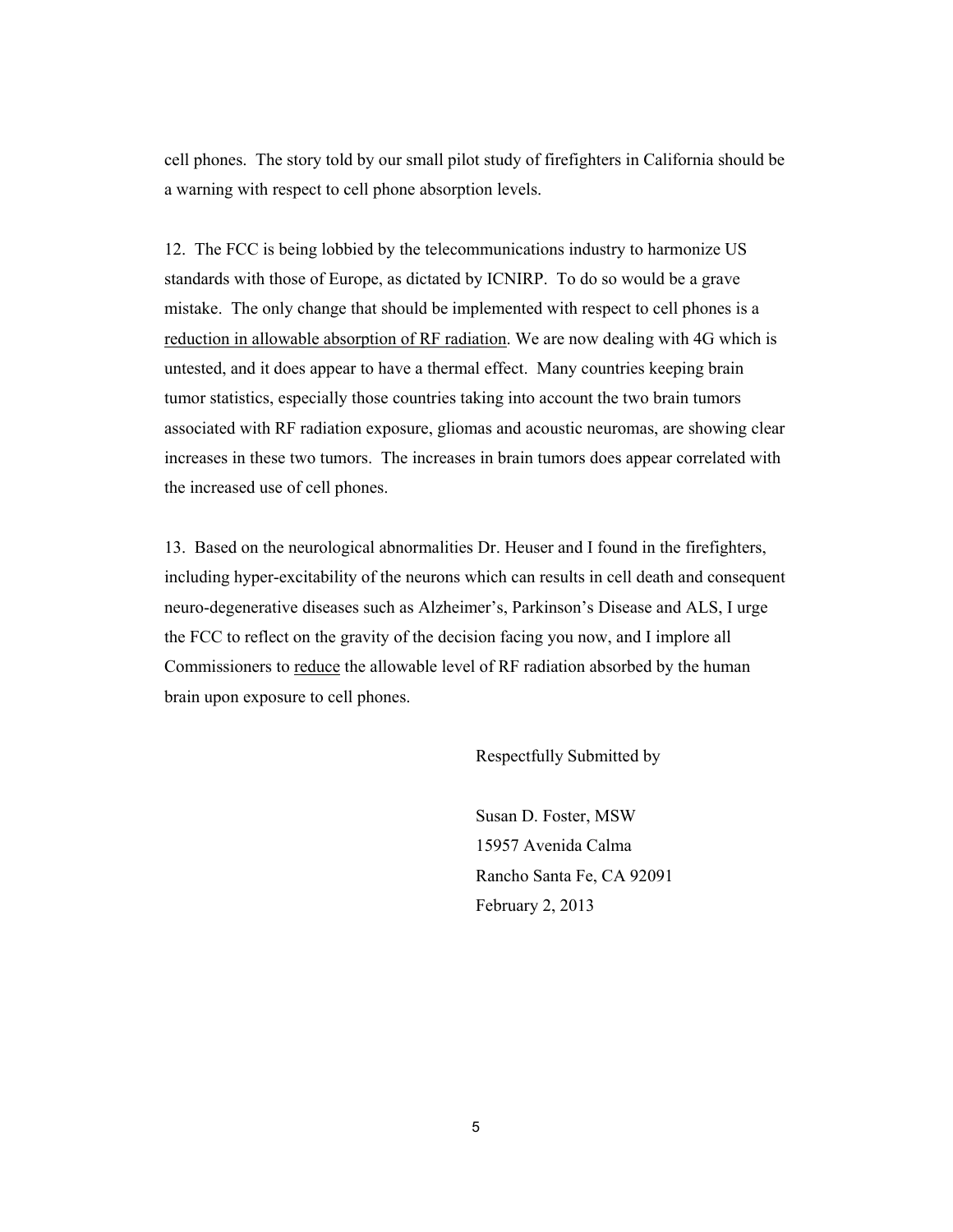cell phones. The story told by our small pilot study of firefighters in California should be a warning with respect to cell phone absorption levels.

12. The FCC is being lobbied by the telecommunications industry to harmonize US standards with those of Europe, as dictated by ICNIRP. To do so would be a grave mistake. The only change that should be implemented with respect to cell phones is a <u>reduction in allowable absorption of RF radiation</u>. We are now dealing with 4G which is untested, and it does appear to have a thermal effect. Many countries keeping brain tumor statistics, especially those countries taking into account the two brain tumors associated with RF radiation exposure, gliomas and acoustic neuromas, are showing clear increases in these two tumors. The increases in brain tumors does appear correlated with the increased use of cell phones.

13. Based on the neurological abnormalities Dr. Heuser and I found in the firefighters, including hyper-excitability of the neurons which can results in cell death and consequent neuro-degenerative diseases such as Alzheimer's, Parkinson's Disease and ALS, I urge the FCC to reflect on the gravity of the decision facing you now, and I implore all Commissioners to <u>reduce</u> the allowable level of RF radiation absorbed by the human brain upon exposure to cell phones.

Respectfully Submitted by

Susan D. Foster, MSW
15957 Avenida Calma
Rancho Santa Fe, CA 92091
February 2, 2013